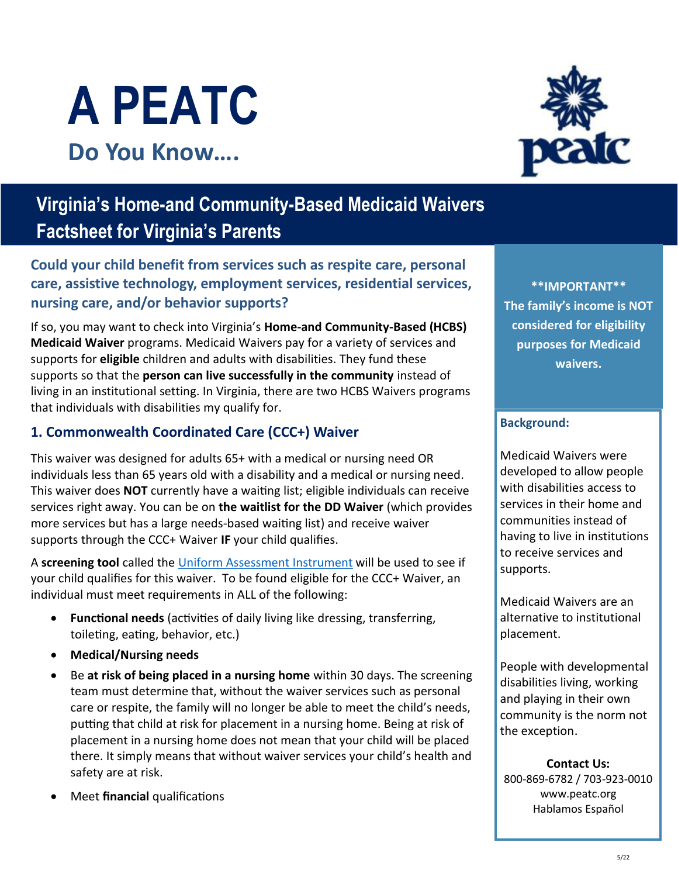# A PEATC

## Do You Know….

## Virginia's Home-and Community-Based Medicaid Waivers Factsheet for Virginia's Parents

### Could your child benefit from services such as respite care, personal care, assistive technology, employment services, residential services, nursing care, and/or behavior supports?

If so, you may want to check into Virginia's **Home-and Community-Based (HCBS) Medicaid Waiver** programs. Medicaid Waivers pay for a variety of services and supports for **eligible** children and adults with disabilities. They fund these supports so that the **person can live successfully in the community** instead of living in an institutional setting. In Virginia, there are two HCBS Waivers programs that individuals with disabilities my qualify for.

### 1. Commonwealth Coordinated Care (CCC+) Waiver

This waiver was designed for adults 65+ with a medical or nursing need OR individuals less than 65 years old with a disability and a medical or nursing need. This waiver does **NOT** currently have a waiting list; eligible individuals can receive services right away. You can be on **the waitlist for the DD Waiver** (which provides more services but has a large needs-based waiting list) and receive waiver supports through the CCC+ Waiver **IF** your child qualifies.

A **screening tool** called the [Uniform Assessment Instrument]() will be used to see if your child qualifies for this waiver. To be found eligible for the CCC+ Waiver, an individual must meet requirements in ALL of the following:

- **Functional needs** (activities of daily living like dressing, transferring, toileting, eating, behavior, etc.)
- **Medical/Nursing needs**
- Be **at risk of being placed in a nursing home** within 30 days. The screening team must determine that, without the waiver services such as personal care or respite, the family will no longer be able to meet the child's needs, putting that child at risk for placement in a nursing home. Being at risk of placement in a nursing home does not mean that your child will be placed there. It simply means that without waiver services your child's health and safety are at risk.
- Meet **financial** qualifications

**\*\*IMPORTANT\*\***
**The family's income is NOT considered for eligibility purposes for Medicaid waivers.**

**Background:**

Medicaid Waivers were developed to allow people with disabilities access to services in their home and communities instead of having to live in institutions to receive services and supports.

Medicaid Waivers are an alternative to institutional placement.

People with developmental disabilities living, working and playing in their own community is the norm not the exception.

**Contact Us:**
800-869-6782 / 703-923-0010
www.peatc.org
Hablamos Español

5/22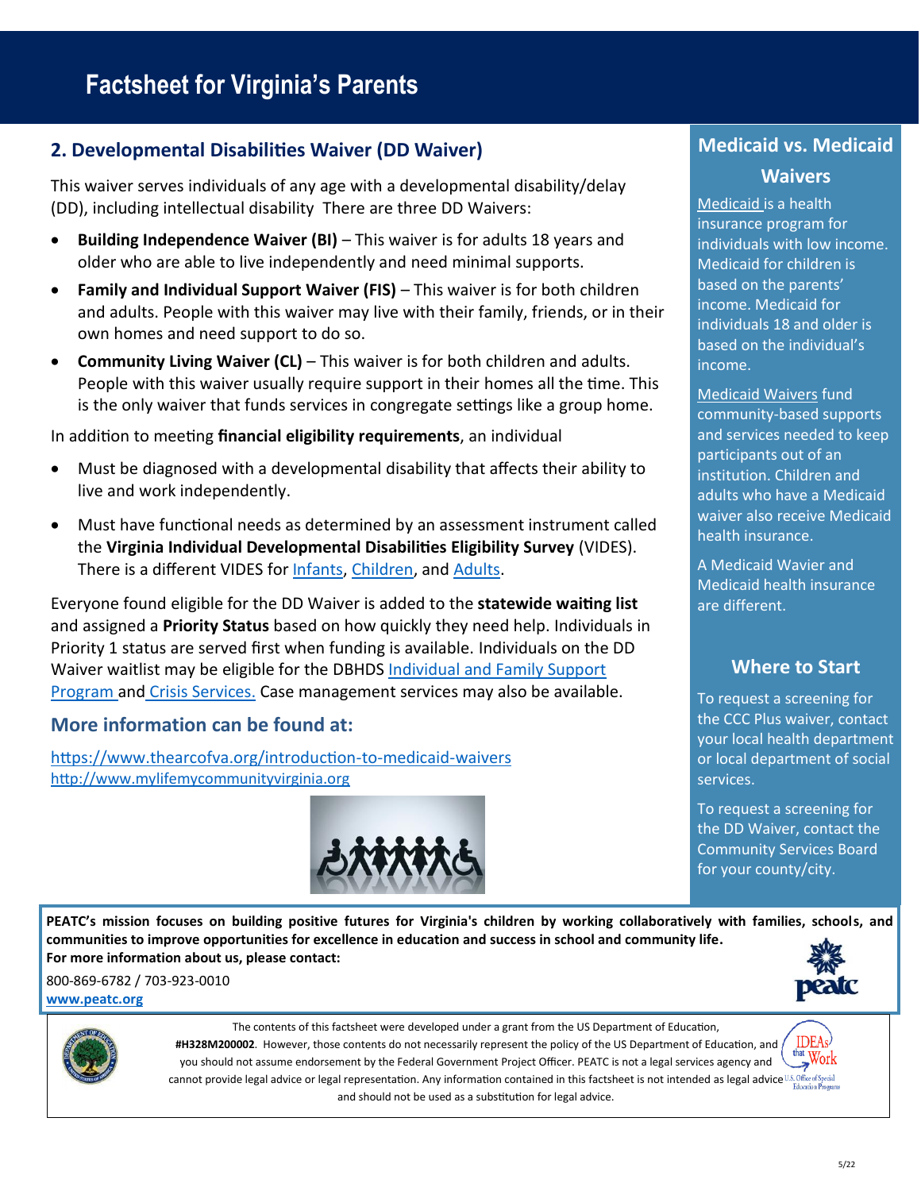# Factsheet for Virginia's Parents

## 2. Developmental Disabilities Waiver (DD Waiver)

This waiver serves individuals of any age with a developmental disability/delay (DD), including intellectual disability There are three DD Waivers:

- **Building Independence Waiver (BI)** – This waiver is for adults 18 years and older who are able to live independently and need minimal supports.
- **Family and Individual Support Waiver (FIS)** – This waiver is for both children and adults. People with this waiver may live with their family, friends, or in their own homes and need support to do so.
- **Community Living Waiver (CL)** – This waiver is for both children and adults. People with this waiver usually require support in their homes all the time. This is the only waiver that funds services in congregate settings like a group home.

In addition to meeting **financial eligibility requirements**, an individual

- Must be diagnosed with a developmental disability that affects their ability to live and work independently.
- Must have functional needs as determined by an assessment instrument called the **Virginia Individual Developmental Disabilities Eligibility Survey** (VIDES). There is a different VIDES for Infants, Children, and Adults.

Everyone found eligible for the DD Waiver is added to the **statewide waiting list** and assigned a **Priority Status** based on how quickly they need help. Individuals in Priority 1 status are served first when funding is available. Individuals on the DD Waiver waitlist may be eligible for the DBHDS Individual and Family Support Program and Crisis Services. Case management services may also be available.

### More information can be found at:

https://www.thearcofva.org/introduction-to-medicaid-waivers
http://www.mylifemycommunityvirginia.org

## Medicaid vs. Medicaid Waivers

Medicaid is a health insurance program for individuals with low income. Medicaid for children is based on the parents' income. Medicaid for individuals 18 and older is based on the individual's income.

Medicaid Waivers fund community-based supports and services needed to keep participants out of an institution. Children and adults who have a Medicaid waiver also receive Medicaid health insurance.

A Medicaid Wavier and Medicaid health insurance are different.

## Where to Start

To request a screening for the CCC Plus waiver, contact your local health department or local department of social services.

To request a screening for the DD Waiver, contact the Community Services Board for your county/city.

**PEATC's mission focuses on building positive futures for Virginia's children by working collaboratively with families, schools, and communities to improve opportunities for excellence in education and success in school and community life.**
**For more information about us, please contact:**

800-869-6782 / 703-923-0010
**www.peatc.org**

The contents of this factsheet were developed under a grant from the US Department of Education, **#H328M200002**. However, those contents do not necessarily represent the policy of the US Department of Education, and you should not assume endorsement by the Federal Government Project Officer. PEATC is not a legal services agency and cannot provide legal advice or legal representation. Any information contained in this factsheet is not intended as legal advice and should not be used as a substitution for legal advice.

5/22